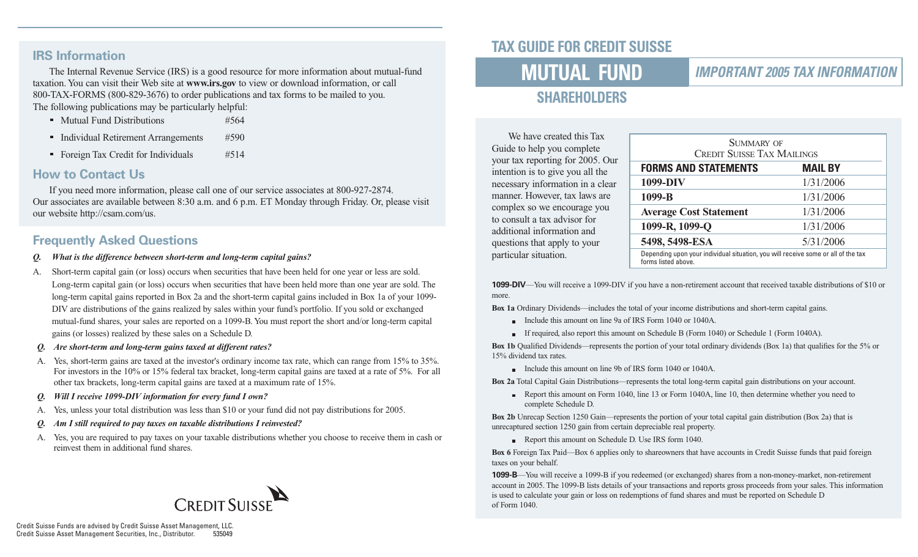## IRS Information

The Internal Revenue Service (IRS) is a good resource for more information about mutual-fund taxation. You can visit their Web site at **www.irs.gov** to view or download information, or call 800-TAX-FORMS (800-829-3676) to order publications and tax forms to be mailed to you. The following publications may be particularly helpful:

- Mutual Fund Distributions #564
- Individual Retirement Arrangements #590
- Foreign Tax Credit for Individuals #514

## How to Contact Us

If you need more information, please call one of our service associates at 800-927-2874. Our associates are available between 8:30 a.m. and 6 p.m. ET Monday through Friday. Or, please visit our website http://csam.com/us.

## Frequently Asked Questions

***Q. What is the difference between short-term and long-term capital gains?***

A. Short-term capital gain (or loss) occurs when securities that have been held for one year or less are sold. Long-term capital gain (or loss) occurs when securities that have been held more than one year are sold. The long-term capital gains reported in Box 2a and the short-term capital gains included in Box 1a of your 1099-DIV are distributions of the gains realized by sales within your fund's portfolio. If you sold or exchanged mutual-fund shares, your sales are reported on a 1099-B. You must report the short and/or long-term capital gains (or losses) realized by these sales on a Schedule D.

***Q. Are short-term and long-term gains taxed at different rates?***

A. Yes, short-term gains are taxed at the investor's ordinary income tax rate, which can range from 15% to 35%. For investors in the 10% or 15% federal tax bracket, long-term capital gains are taxed at a rate of 5%. For all other tax brackets, long-term capital gains are taxed at a maximum rate of 15%.

***Q. Will I receive 1099-DIV information for every fund I own?***

A. Yes, unless your total distribution was less than $10 or your fund did not pay distributions for 2005.

***Q. Am I still required to pay taxes on taxable distributions I reinvested?***

A. Yes, you are required to pay taxes on your taxable distributions whether you choose to receive them in cash or reinvest them in additional fund shares.

CREDIT SUISSE

Credit Suisse Funds are advised by Credit Suisse Asset Management, LLC.
Credit Suisse Asset Management Securities, Inc., Distributor. 535049

# TAX GUIDE FOR CREDIT SUISSE MUTUAL FUND SHAREHOLDERS

## *IMPORTANT 2005 TAX INFORMATION*

We have created this Tax Guide to help you complete your tax reporting for 2005. Our intention is to give you all the necessary information in a clear manner. However, tax laws are complex so we encourage you to consult a tax advisor for additional information and questions that apply to your particular situation.

| Summary of Credit Suisse Tax Mailings | |
|---|---|
| **FORMS AND STATEMENTS** | **MAIL BY** |
| **1099-DIV** | 1/31/2006 |
| **1099-B** | 1/31/2006 |
| **Average Cost Statement** | 1/31/2006 |
| **1099-R, 1099-Q** | 1/31/2006 |
| **5498, 5498-ESA** | 5/31/2006 |

Depending upon your individual situation, you will receive some or all of the tax forms listed above.

**1099-DIV**—You will receive a 1099-DIV if you have a non-retirement account that received taxable distributions of $10 or more.

**Box 1a** Ordinary Dividends—includes the total of your income distributions and short-term capital gains.

- Include this amount on line 9a of IRS Form 1040 or 1040A.
- If required, also report this amount on Schedule B (Form 1040) or Schedule 1 (Form 1040A).

**Box 1b** Qualified Dividends—represents the portion of your total ordinary dividends (Box 1a) that qualifies for the 5% or 15% dividend tax rates.

- Include this amount on line 9b of IRS form 1040 or 1040A.

**Box 2a** Total Capital Gain Distributions—represents the total long-term capital gain distributions on your account.

- Report this amount on Form 1040, line 13 or Form 1040A, line 10, then determine whether you need to complete Schedule D.

**Box 2b** Unrecap Section 1250 Gain—represents the portion of your total capital gain distribution (Box 2a) that is unrecaptured section 1250 gain from certain depreciable real property.

- Report this amount on Schedule D. Use IRS form 1040.

**Box 6** Foreign Tax Paid—Box 6 applies only to shareowners that have accounts in Credit Suisse funds that paid foreign taxes on your behalf.

**1099-B**—You will receive a 1099-B if you redeemed (or exchanged) shares from a non-money-market, non-retirement account in 2005. The 1099-B lists details of your transactions and reports gross proceeds from your sales. This information is used to calculate your gain or loss on redemptions of fund shares and must be reported on Schedule D of Form 1040.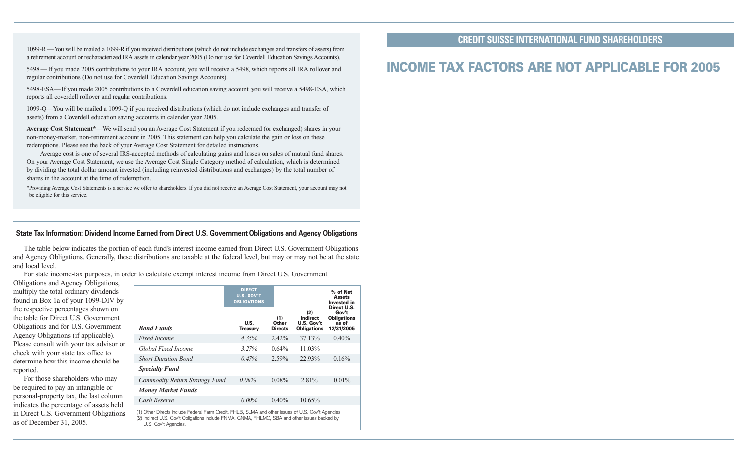1099-R — You will be mailed a 1099-R if you received distributions (which do not include exchanges and transfers of assets) from a retirement account or recharacterized IRA assets in calendar year 2005 (Do not use for Coverdell Education Savings Accounts).

5498 — If you made 2005 contributions to your IRA account, you will receive a 5498, which reports all IRA rollover and regular contributions (Do not use for Coverdell Education Savings Accounts).

5498-ESA— If you made 2005 contributions to a Coverdell education saving account, you will receive a 5498-ESA, which reports all coverdell rollover and regular contributions.

1099-Q—You will be mailed a 1099-Q if you received distributions (which do not include exchanges and transfer of assets) from a Coverdell education saving accounts in calender year 2005.

**Average Cost Statement***—We will send you an Average Cost Statement if you redeemed (or exchanged) shares in your non-money-market, non-retirement account in 2005. This statement can help you calculate the gain or loss on these redemptions. Please see the back of your Average Cost Statement for detailed instructions.

Average cost is one of several IRS-accepted methods of calculating gains and losses on sales of mutual fund shares. On your Average Cost Statement, we use the Average Cost Single Category method of calculation, which is determined by dividing the total dollar amount invested (including reinvested distributions and exchanges) by the total number of shares in the account at the time of redemption.

*Providing Average Cost Statements is a service we offer to shareholders. If you did not receive an Average Cost Statement, your account may not be eligible for this service.

### State Tax Information: Dividend Income Earned from Direct U.S. Government Obligations and Agency Obligations

The table below indicates the portion of each fund's interest income earned from Direct U.S. Government Obligations and Agency Obligations. Generally, these distributions are taxable at the federal level, but may or may not be at the state and local level.

For state income-tax purposes, in order to calculate exempt interest income from Direct U.S. Government Obligations and Agency Obligations, multiply the total ordinary dividends found in Box 1a of your 1099-DIV by the respective percentages shown on the table for Direct U.S. Government Obligations and for U.S. Government Agency Obligations (if applicable). Please consult with your tax advisor or check with your state tax office to determine how this income should be reported.

For those shareholders who may be required to pay an intangible or personal-property tax, the last column indicates the percentage of assets held in Direct U.S. Government Obligations as of December 31, 2005.

| | DIRECT U.S. GOV'T OBLIGATIONS | | | |
|---|---|---|---|---|
| ***Bond Funds*** | U.S. Treasury | (1) Other Directs | (2) Indirect U.S. Gov't Obligations | % of Net Assets Invested in Direct U.S. Gov't Obligations as of 12/31/2005 |
| *Fixed Income* | *4.35%* | 2.42% | 37.13% | 0.40% |
| *Global Fixed Income* | *3.27%* | 0.64% | 11.03% | |
| *Short Duration Bond* | *0.47%* | 2.59% | 22.93% | 0.16% |
| ***Specialty Fund*** | | | | |
| *Commodity Return Strategy Fund* | *0.00%* | 0.08% | 2.81% | 0.01% |
| ***Money Market Funds*** | | | | |
| *Cash Reserve* | *0.00%* | 0.40% | 10.65% | |

(1) Other Directs include Federal Farm Credit, FHLB, SLMA and other issues of U.S. Gov't Agencies.
(2) Indirect U.S. Gov't Obligations include FNMA, GNMA, FHLMC, SBA and other issues backed by U.S. Gov't Agencies.

## CREDIT SUISSE INTERNATIONAL FUND SHAREHOLDERS

# INCOME TAX FACTORS ARE NOT APPLICABLE FOR 2005